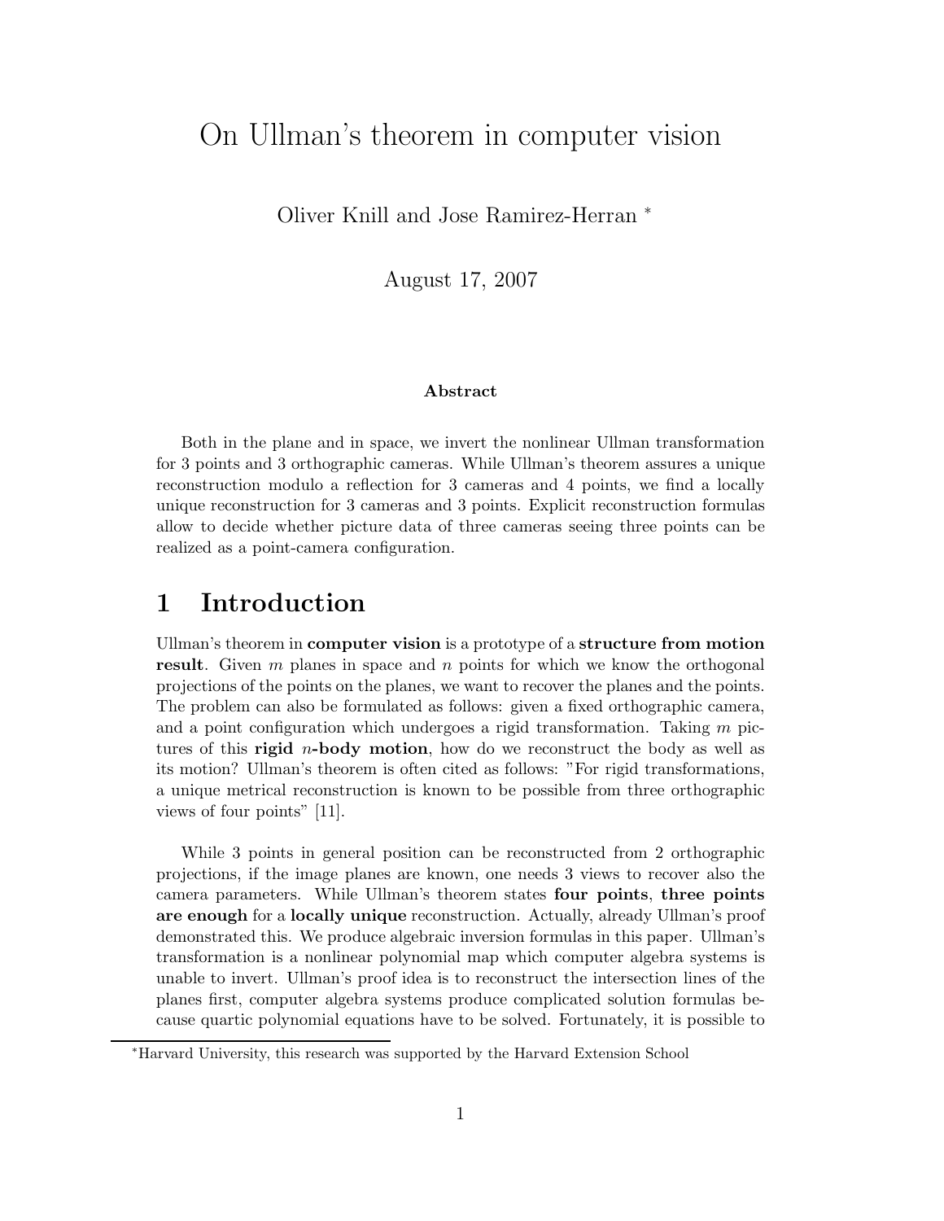# On Ullman's theorem in computer vision

Oliver Knill and Jose Ramirez-Herran [*]

August 17, 2007

**Abstract**

Both in the plane and in space, we invert the nonlinear Ullman transformation for 3 points and 3 orthographic cameras. While Ullman's theorem assures a unique reconstruction modulo a reflection for 3 cameras and 4 points, we find a locally unique reconstruction for 3 cameras and 3 points. Explicit reconstruction formulas allow to decide whether picture data of three cameras seeing three points can be realized as a point-camera configuration.

## 1 Introduction

Ullman's theorem in **computer vision** is a prototype of a **structure from motion result**. Given $m$ planes in space and $n$ points for which we know the orthogonal projections of the points on the planes, we want to recover the planes and the points. The problem can also be formulated as follows: given a fixed orthographic camera, and a point configuration which undergoes a rigid transformation. Taking $m$ pictures of this **rigid $n$-body motion**, how do we reconstruct the body as well as its motion? Ullman's theorem is often cited as follows: "For rigid transformations, a unique metrical reconstruction is known to be possible from three orthographic views of four points" [11].

While 3 points in general position can be reconstructed from 2 orthographic projections, if the image planes are known, one needs 3 views to recover also the camera parameters. While Ullman's theorem states **four points**, **three points are enough** for a **locally unique** reconstruction. Actually, already Ullman's proof demonstrated this. We produce algebraic inversion formulas in this paper. Ullman's transformation is a nonlinear polynomial map which computer algebra systems is unable to invert. Ullman's proof idea is to reconstruct the intersection lines of the planes first, computer algebra systems produce complicated solution formulas because quartic polynomial equations have to be solved. Fortunately, it is possible to

[*] Harvard University, this research was supported by the Harvard Extension School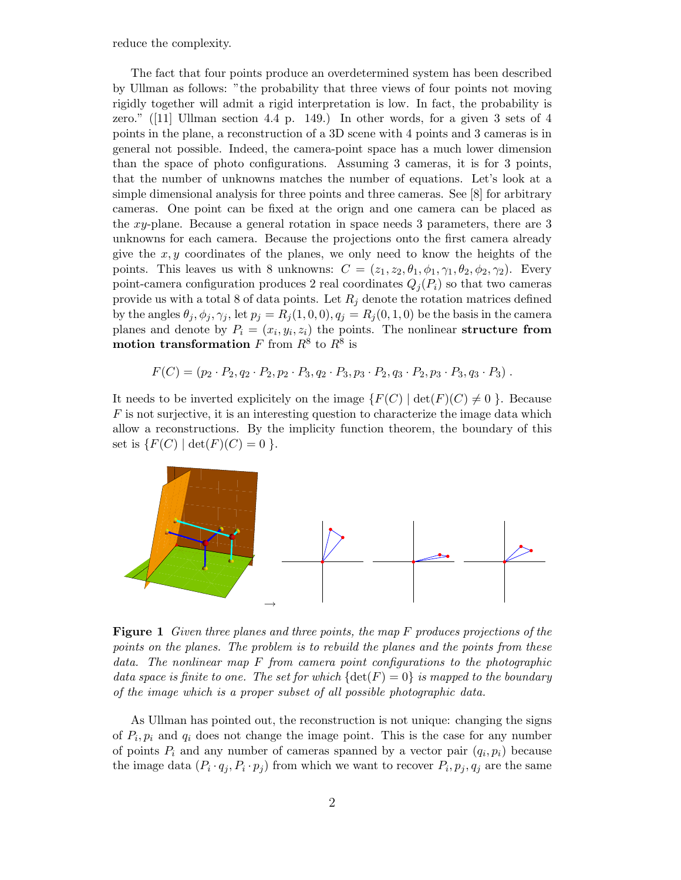reduce the complexity.

The fact that four points produce an overdetermined system has been described by Ullman as follows: "the probability that three views of four points not moving rigidly together will admit a rigid interpretation is low. In fact, the probability is zero." ([11] Ullman section 4.4 p. 149.) In other words, for a given 3 sets of 4 points in the plane, a reconstruction of a 3D scene with 4 points and 3 cameras is in general not possible. Indeed, the camera-point space has a much lower dimension than the space of photo configurations. Assuming 3 cameras, it is for 3 points, that the number of unknowns matches the number of equations. Let's look at a simple dimensional analysis for three points and three cameras. See [8] for arbitrary cameras. One point can be fixed at the orign and one camera can be placed as the $xy$-plane. Because a general rotation in space needs 3 parameters, there are 3 unknowns for each camera. Because the projections onto the first camera already give the $x, y$ coordinates of the planes, we only need to know the heights of the points. This leaves us with 8 unknowns: $C = (z_1, z_2, \theta_1, \phi_1, \gamma_1, \theta_2, \phi_2, \gamma_2)$. Every point-camera configuration produces 2 real coordinates $Q_j(P_i)$ so that two cameras provide us with a total 8 of data points. Let $R_j$ denote the rotation matrices defined by the angles $\theta_j, \phi_j, \gamma_j$, let $p_j = R_j(1, 0, 0), q_j = R_j(0, 1, 0)$ be the basis in the camera planes and denote by $P_i = (x_i, y_i, z_i)$ the points. The nonlinear **structure from motion transformation** $F$ from $R^8$ to $R^8$ is

$$F(C) = (p_2 \cdot P_2, q_2 \cdot P_2, p_2 \cdot P_3, q_2 \cdot P_3, p_3 \cdot P_2, q_3 \cdot P_2, p_3 \cdot P_3, q_3 \cdot P_3) .$$

It needs to be inverted explicitely on the image $\{F(C) \mid \det(F)(C) \neq 0 \}$. Because $F$ is not surjective, it is an interesting question to characterize the image data which allow a reconstructions. By the implicity function theorem, the boundary of this set is $\{F(C) \mid \det(F)(C) = 0 \}$.

**Figure 1** *Given three planes and three points, the map $F$ produces projections of the points on the planes. The problem is to rebuild the planes and the points from these data. The nonlinear map $F$ from camera point configurations to the photographic data space is finite to one. The set for which $\{\det(F) = 0\}$ is mapped to the boundary of the image which is a proper subset of all possible photographic data.*

As Ullman has pointed out, the reconstruction is not unique: changing the signs of $P_i, p_i$ and $q_i$ does not change the image point. This is the case for any number of points $P_i$ and any number of cameras spanned by a vector pair $(q_i, p_i)$ because the image data $(P_i \cdot q_j, P_i \cdot p_j)$ from which we want to recover $P_i, p_j, q_j$ are the same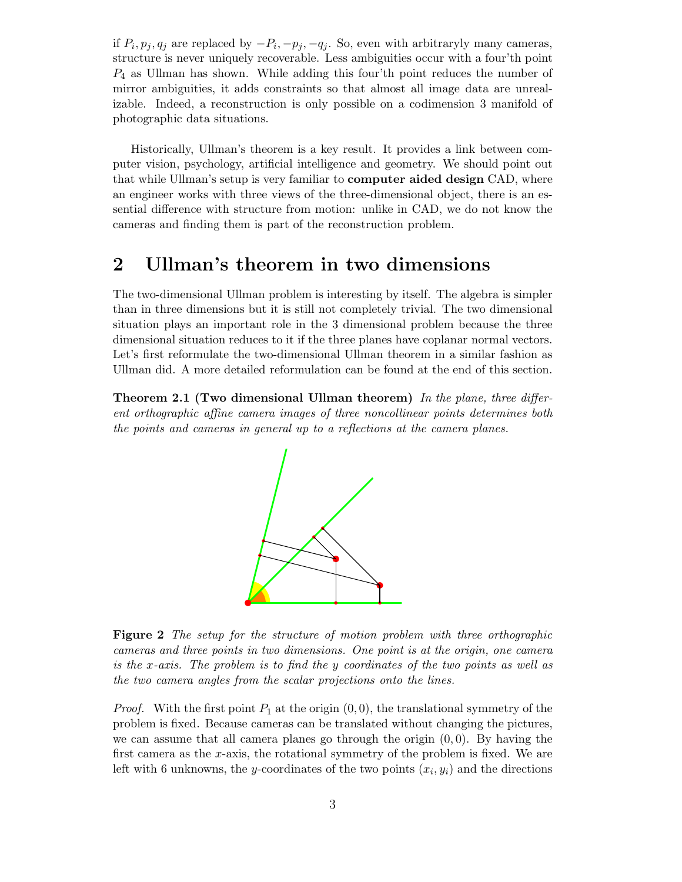if $P_i, p_j, q_j$ are replaced by $-P_i, -p_j, -q_j$. So, even with arbitraryly many cameras, structure is never uniquely recoverable. Less ambiguities occur with a four'th point $P_4$ as Ullman has shown. While adding this four'th point reduces the number of mirror ambiguities, it adds constraints so that almost all image data are unrealizable. Indeed, a reconstruction is only possible on a codimension 3 manifold of photographic data situations.

Historically, Ullman's theorem is a key result. It provides a link between computer vision, psychology, artificial intelligence and geometry. We should point out that while Ullman's setup is very familiar to **computer aided design** CAD, where an engineer works with three views of the three-dimensional object, there is an essential difference with structure from motion: unlike in CAD, we do not know the cameras and finding them is part of the reconstruction problem.

## 2 Ullman's theorem in two dimensions

The two-dimensional Ullman problem is interesting by itself. The algebra is simpler than in three dimensions but it is still not completely trivial. The two dimensional situation plays an important role in the 3 dimensional problem because the three dimensional situation reduces to it if the three planes have coplanar normal vectors. Let's first reformulate the two-dimensional Ullman theorem in a similar fashion as Ullman did. A more detailed reformulation can be found at the end of this section.

**Theorem 2.1 (Two dimensional Ullman theorem)** *In the plane, three different orthographic affine camera images of three noncollinear points determines both the points and cameras in general up to a reflections at the camera planes.*

**Figure 2** *The setup for the structure of motion problem with three orthographic cameras and three points in two dimensions. One point is at the origin, one camera is the $x$-axis. The problem is to find the $y$ coordinates of the two points as well as the two camera angles from the scalar projections onto the lines.*

*Proof.* With the first point $P_1$ at the origin $(0,0)$, the translational symmetry of the problem is fixed. Because cameras can be translated without changing the pictures, we can assume that all camera planes go through the origin $(0,0)$. By having the first camera as the $x$-axis, the rotational symmetry of the problem is fixed. We are left with 6 unknowns, the $y$-coordinates of the two points $(x_i, y_i)$ and the directions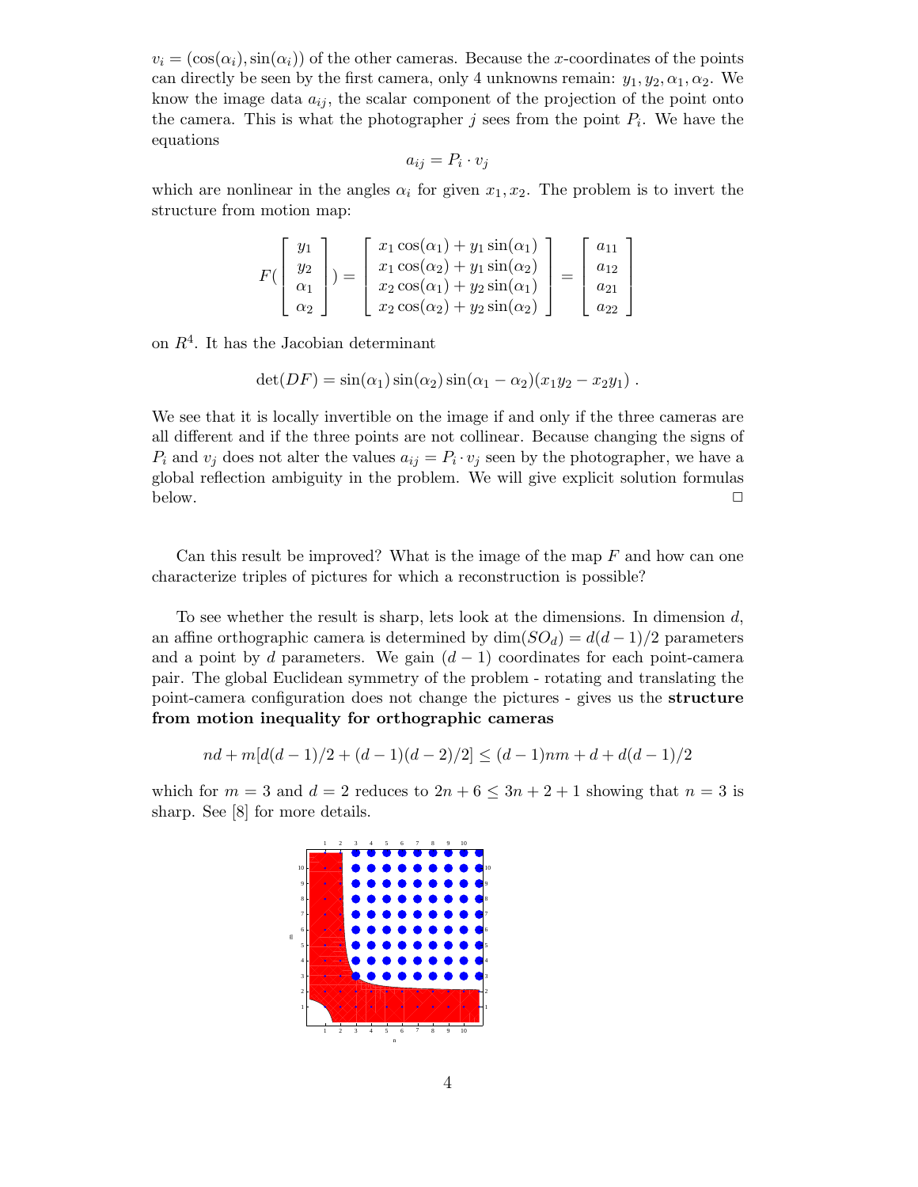$v_i = (\cos(\alpha_i), \sin(\alpha_i))$ of the other cameras. Because the $x$-coordinates of the points can directly be seen by the first camera, only 4 unknowns remain: $y_1, y_2, \alpha_1, \alpha_2$. We know the image data $a_{ij}$, the scalar component of the projection of the point onto the camera. This is what the photographer $j$ sees from the point $P_i$. We have the equations

$$a_{ij} = P_i \cdot v_j$$

which are nonlinear in the angles $\alpha_i$ for given $x_1, x_2$. The problem is to invert the structure from motion map:

$$F(\begin{bmatrix} y_1 \\ y_2 \\ \alpha_1 \\ \alpha_2 \end{bmatrix}) = \begin{bmatrix} x_1\cos(\alpha_1) + y_1\sin(\alpha_1) \\ x_1\cos(\alpha_2) + y_1\sin(\alpha_2) \\ x_2\cos(\alpha_1) + y_2\sin(\alpha_1) \\ x_2\cos(\alpha_2) + y_2\sin(\alpha_2) \end{bmatrix} = \begin{bmatrix} a_{11} \\ a_{12} \\ a_{21} \\ a_{22} \end{bmatrix}$$

on $R^4$. It has the Jacobian determinant

$$\det(DF) = \sin(\alpha_1)\sin(\alpha_2)\sin(\alpha_1 - \alpha_2)(x_1 y_2 - x_2 y_1) \; .$$

We see that it is locally invertible on the image if and only if the three cameras are all different and if the three points are not collinear. Because changing the signs of $P_i$ and $v_j$ does not alter the values $a_{ij} = P_i \cdot v_j$ seen by the photographer, we have a global reflection ambiguity in the problem. We will give explicit solution formulas below. □

Can this result be improved? What is the image of the map $F$ and how can one characterize triples of pictures for which a reconstruction is possible?

To see whether the result is sharp, lets look at the dimensions. In dimension $d$, an affine orthographic camera is determined by $\dim(SO_d) = d(d-1)/2$ parameters and a point by $d$ parameters. We gain $(d-1)$ coordinates for each point-camera pair. The global Euclidean symmetry of the problem - rotating and translating the point-camera configuration does not change the pictures - gives us the **structure from motion inequality for orthographic cameras**

$$nd + m[d(d-1)/2 + (d-1)(d-2)/2] \leq (d-1)nm + d + d(d-1)/2$$

which for $m = 3$ and $d = 2$ reduces to $2n + 6 \leq 3n + 2 + 1$ showing that $n = 3$ is sharp. See [8] for more details.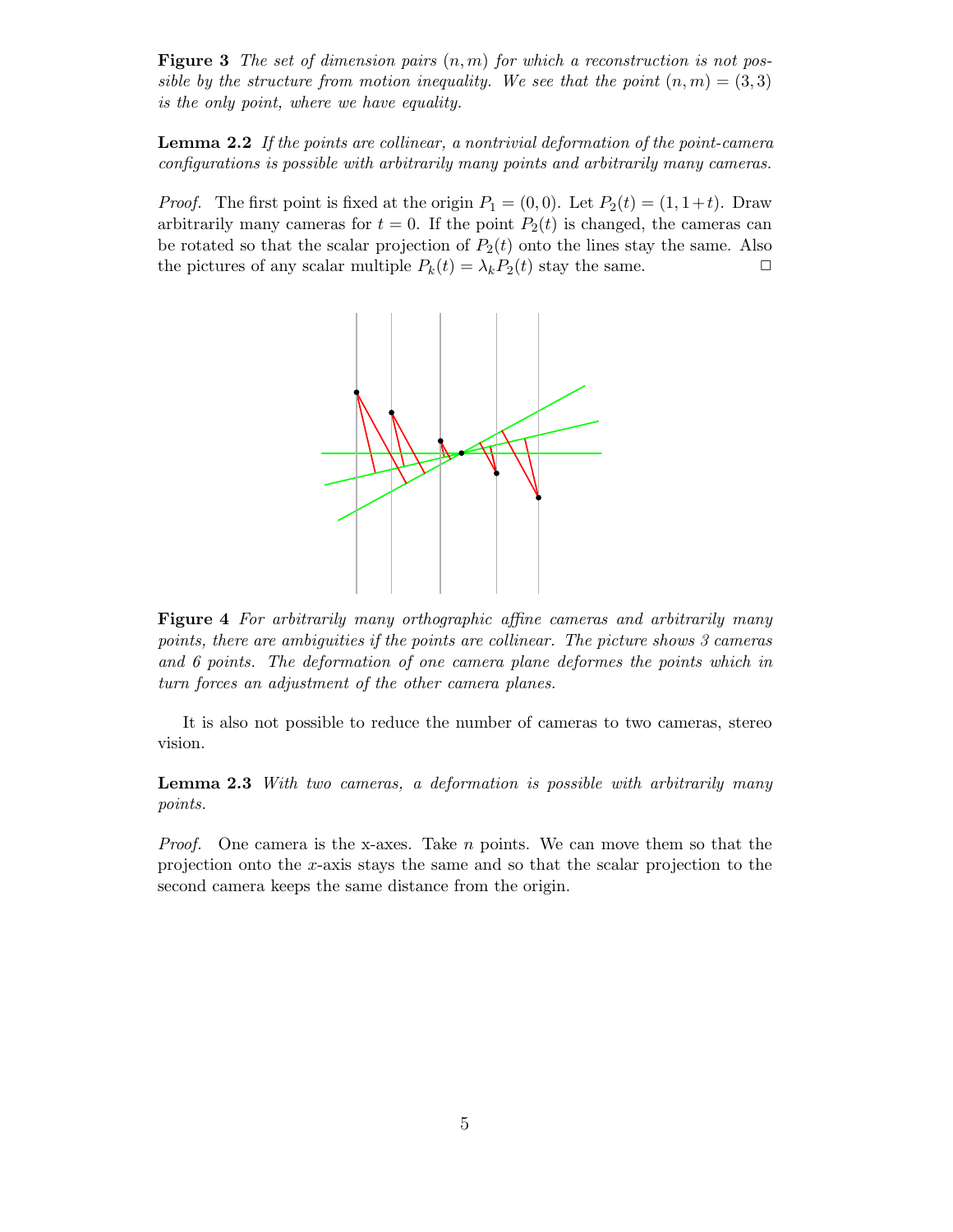**Figure 3** *The set of dimension pairs $(n, m)$ for which a reconstruction is not possible by the structure from motion inequality. We see that the point $(n, m) = (3, 3)$ is the only point, where we have equality.*

**Lemma 2.2** *If the points are collinear, a nontrivial deformation of the point-camera configurations is possible with arbitrarily many points and arbitrarily many cameras.*

*Proof.* The first point is fixed at the origin $P_1 = (0, 0)$. Let $P_2(t) = (1, 1+t)$. Draw arbitrarily many cameras for $t = 0$. If the point $P_2(t)$ is changed, the cameras can be rotated so that the scalar projection of $P_2(t)$ onto the lines stay the same. Also the pictures of any scalar multiple $P_k(t) = \lambda_k P_2(t)$ stay the same. □

**Figure 4** *For arbitrarily many orthographic affine cameras and arbitrarily many points, there are ambiguities if the points are collinear. The picture shows 3 cameras and 6 points. The deformation of one camera plane deformes the points which in turn forces an adjustment of the other camera planes.*

It is also not possible to reduce the number of cameras to two cameras, stereo vision.

**Lemma 2.3** *With two cameras, a deformation is possible with arbitrarily many points.*

*Proof.* One camera is the x-axes. Take $n$ points. We can move them so that the projection onto the $x$-axis stays the same and so that the scalar projection to the second camera keeps the same distance from the origin.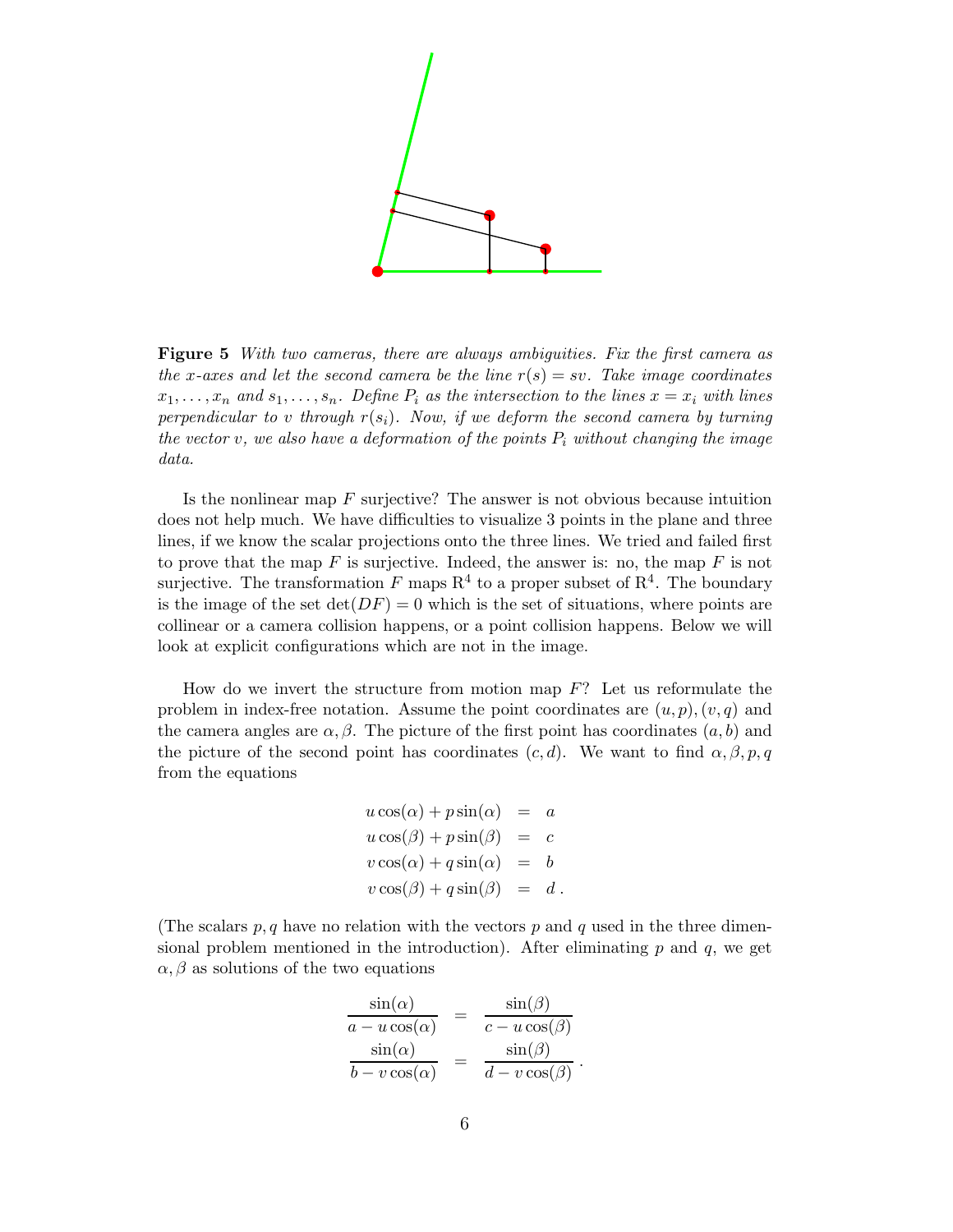**Figure 5** *With two cameras, there are always ambiguities. Fix the first camera as the x-axes and let the second camera be the line $r(s) = sv$. Take image coordinates $x_1, \dots, x_n$ and $s_1, \dots, s_n$. Define $P_i$ as the intersection to the lines $x = x_i$ with lines perpendicular to $v$ through $r(s_i)$. Now, if we deform the second camera by turning the vector $v$, we also have a deformation of the points $P_i$ without changing the image data.*

Is the nonlinear map $F$ surjective? The answer is not obvious because intuition does not help much. We have difficulties to visualize 3 points in the plane and three lines, if we know the scalar projections onto the three lines. We tried and failed first to prove that the map $F$ is surjective. Indeed, the answer is: no, the map $F$ is not surjective. The transformation $F$ maps $\mathrm{R}^4$ to a proper subset of $\mathrm{R}^4$. The boundary is the image of the set $\det(DF) = 0$ which is the set of situations, where points are collinear or a camera collision happens, or a point collision happens. Below we will look at explicit configurations which are not in the image.

How do we invert the structure from motion map $F$? Let us reformulate the problem in index-free notation. Assume the point coordinates are $(u, p), (v, q)$ and the camera angles are $\alpha, \beta$. The picture of the first point has coordinates $(a, b)$ and the picture of the second point has coordinates $(c, d)$. We want to find $\alpha, \beta, p, q$ from the equations

$$
\begin{aligned}
u\cos(\alpha) + p\sin(\alpha) &= a \\
u\cos(\beta) + p\sin(\beta) &= c \\
v\cos(\alpha) + q\sin(\alpha) &= b \\
v\cos(\beta) + q\sin(\beta) &= d\,.
\end{aligned}
$$

(The scalars $p, q$ have no relation with the vectors $p$ and $q$ used in the three dimensional problem mentioned in the introduction). After eliminating $p$ and $q$, we get $\alpha, \beta$ as solutions of the two equations

$$
\begin{aligned}
\frac{\sin(\alpha)}{a - u\cos(\alpha)} &= \frac{\sin(\beta)}{c - u\cos(\beta)} \\
\frac{\sin(\alpha)}{b - v\cos(\alpha)} &= \frac{\sin(\beta)}{d - v\cos(\beta)}\,.
\end{aligned}
$$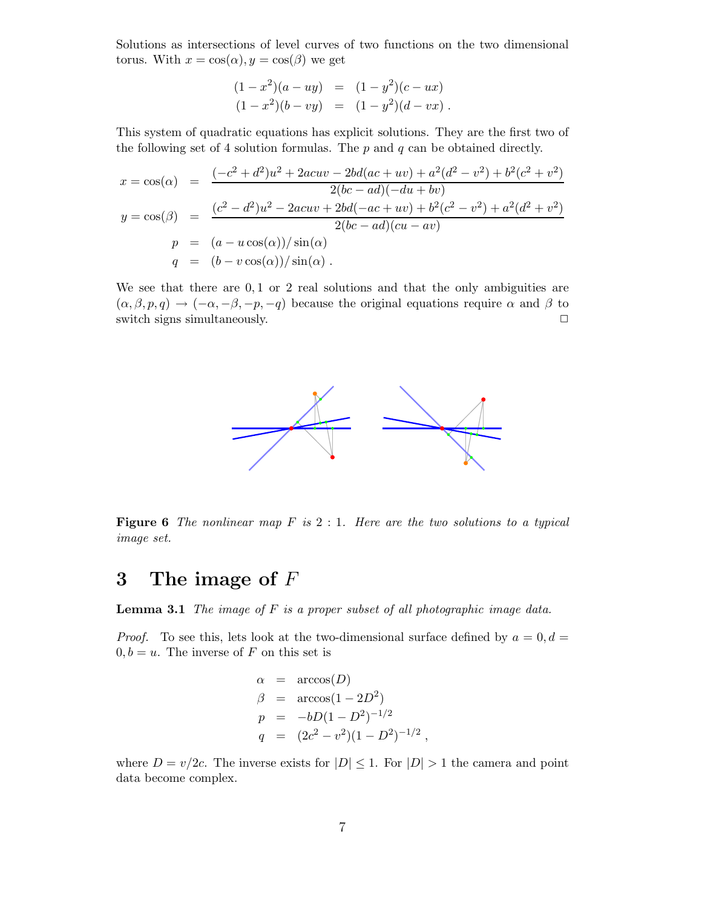Solutions as intersections of level curves of two functions on the two dimensional torus. With $x = \cos(\alpha), y = \cos(\beta)$ we get

$$
\begin{aligned}
(1-x^2)(a-uy) &= (1-y^2)(c-ux) \\
(1-x^2)(b-vy) &= (1-y^2)(d-vx) \, .
\end{aligned}
$$

This system of quadratic equations has explicit solutions. They are the first two of the following set of 4 solution formulas. The $p$ and $q$ can be obtained directly.

$$
\begin{aligned}
x = \cos(\alpha) &= \frac{(-c^2+d^2)u^2 + 2acuv - 2bd(ac+uv) + a^2(d^2-v^2) + b^2(c^2+v^2)}{2(bc-ad)(-du+bv)} \\
y = \cos(\beta) &= \frac{(c^2-d^2)u^2 - 2acuv + 2bd(-ac+uv) + b^2(c^2-v^2) + a^2(d^2+v^2)}{2(bc-ad)(cu-av)} \\
p &= (a - u\cos(\alpha))/\sin(\alpha) \\
q &= (b - v\cos(\alpha))/\sin(\alpha) \, .
\end{aligned}
$$

We see that there are $0, 1$ or $2$ real solutions and that the only ambiguities are $(\alpha, \beta, p, q) \to (-\alpha, -\beta, -p, -q)$ because the original equations require $\alpha$ and $\beta$ to switch signs simultaneously. □

**Figure 6** *The nonlinear map $F$ is $2:1$. Here are the two solutions to a typical image set.*

## 3 The image of $F$

**Lemma 3.1** *The image of $F$ is a proper subset of all photographic image data.*

*Proof.* To see this, lets look at the two-dimensional surface defined by $a = 0, d = 0, b = u$. The inverse of $F$ on this set is

$$
\begin{aligned}
\alpha &= \arccos(D) \\
\beta &= \arccos(1-2D^2) \\
p &= -bD(1-D^2)^{-1/2} \\
q &= (2c^2 - v^2)(1-D^2)^{-1/2} \, ,
\end{aligned}
$$

where $D = v/2c$. The inverse exists for $|D| \leq 1$. For $|D| > 1$ the camera and point data become complex.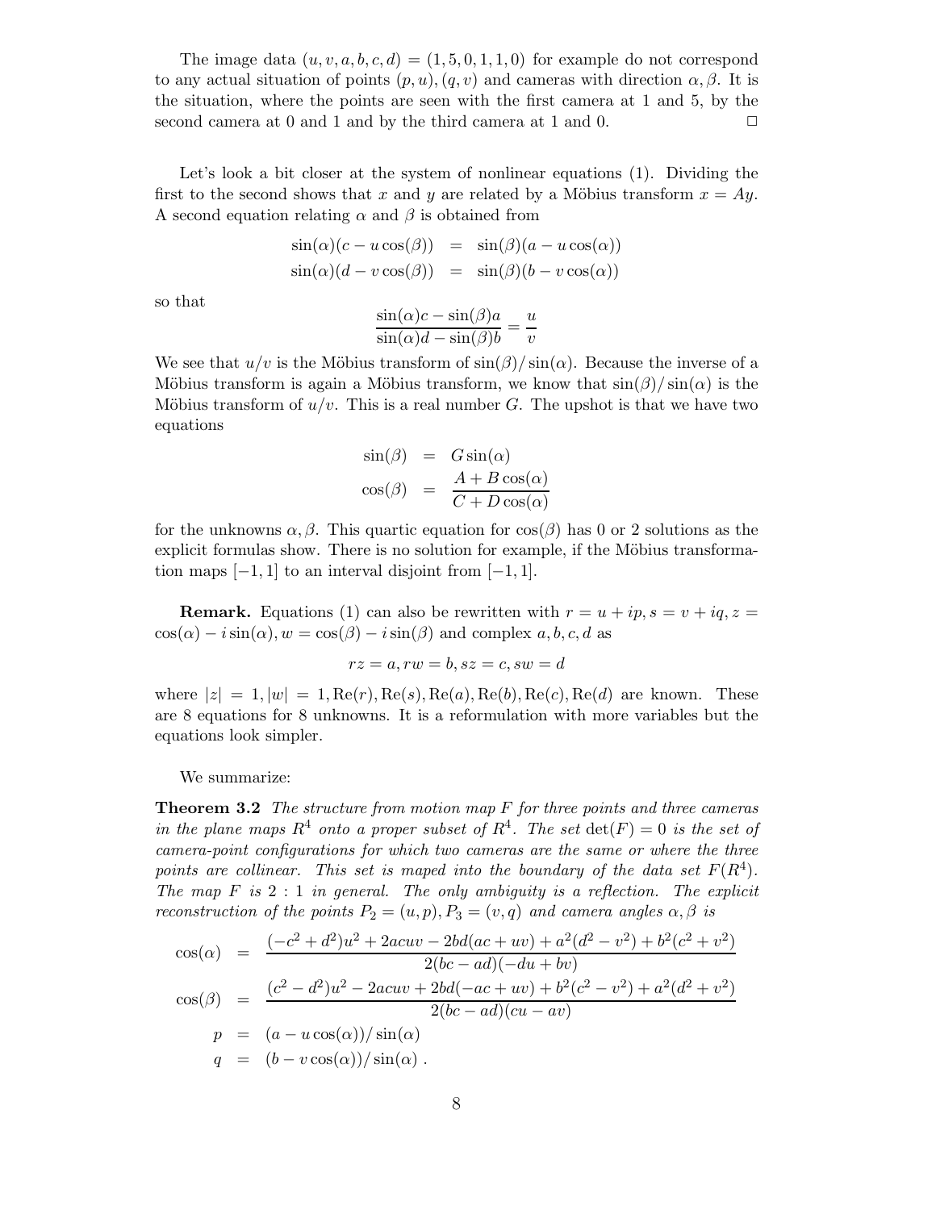The image data $(u, v, a, b, c, d) = (1, 5, 0, 1, 1, 0)$ for example do not correspond to any actual situation of points $(p, u), (q, v)$ and cameras with direction $\alpha, \beta$. It is the situation, where the points are seen with the first camera at 1 and 5, by the second camera at 0 and 1 and by the third camera at 1 and 0. $\square$

Let's look a bit closer at the system of nonlinear equations (1). Dividing the first to the second shows that $x$ and $y$ are related by a Möbius transform $x = Ay$. A second equation relating $\alpha$ and $\beta$ is obtained from

$$
\begin{aligned}
\sin(\alpha)(c - u\cos(\beta)) &= \sin(\beta)(a - u\cos(\alpha)) \\
\sin(\alpha)(d - v\cos(\beta)) &= \sin(\beta)(b - v\cos(\alpha))
\end{aligned}
$$

so that

$$
\frac{\sin(\alpha)c - \sin(\beta)a}{\sin(\alpha)d - \sin(\beta)b} = \frac{u}{v}
$$

We see that $u/v$ is the Möbius transform of $\sin(\beta)/\sin(\alpha)$. Because the inverse of a Möbius transform is again a Möbius transform, we know that $\sin(\beta)/\sin(\alpha)$ is the Möbius transform of $u/v$. This is a real number $G$. The upshot is that we have two equations

$$
\begin{aligned}
\sin(\beta) &= G\sin(\alpha) \\
\cos(\beta) &= \frac{A + B\cos(\alpha)}{C + D\cos(\alpha)}
\end{aligned}
$$

for the unknowns $\alpha, \beta$. This quartic equation for $\cos(\beta)$ has 0 or 2 solutions as the explicit formulas show. There is no solution for example, if the Möbius transformation maps $[-1, 1]$ to an interval disjoint from $[-1, 1]$.

**Remark.** Equations (1) can also be rewritten with $r = u + ip, s = v + iq, z = \cos(\alpha) - i\sin(\alpha), w = \cos(\beta) - i\sin(\beta)$ and complex $a, b, c, d$ as

$$
rz = a, rw = b, sz = c, sw = d
$$

where $|z| = 1, |w| = 1, \mathrm{Re}(r), \mathrm{Re}(s), \mathrm{Re}(a), \mathrm{Re}(b), \mathrm{Re}(c), \mathrm{Re}(d)$ are known. These are 8 equations for 8 unknowns. It is a reformulation with more variables but the equations look simpler.

We summarize:

**Theorem 3.2** *The structure from motion map $F$ for three points and three cameras in the plane maps $R^4$ onto a proper subset of $R^4$. The set $\det(F) = 0$ is the set of camera-point configurations for which two cameras are the same or where the three points are collinear. This set is maped into the boundary of the data set $F(R^4)$. The map $F$ is $2:1$ in general. The only ambiguity is a reflection. The explicit reconstruction of the points $P_2 = (u, p), P_3 = (v, q)$ and camera angles $\alpha, \beta$ is*

$$
\begin{aligned}
\cos(\alpha) &= \frac{(-c^2 + d^2)u^2 + 2acuv - 2bd(ac + uv) + a^2(d^2 - v^2) + b^2(c^2 + v^2)}{2(bc - ad)(-du + bv)} \\
\cos(\beta) &= \frac{(c^2 - d^2)u^2 - 2acuv + 2bd(-ac + uv) + b^2(c^2 - v^2) + a^2(d^2 + v^2)}{2(bc - ad)(cu - av)} \\
p &= (a - u\cos(\alpha))/\sin(\alpha) \\
q &= (b - v\cos(\alpha))/\sin(\alpha)\ .
\end{aligned}
$$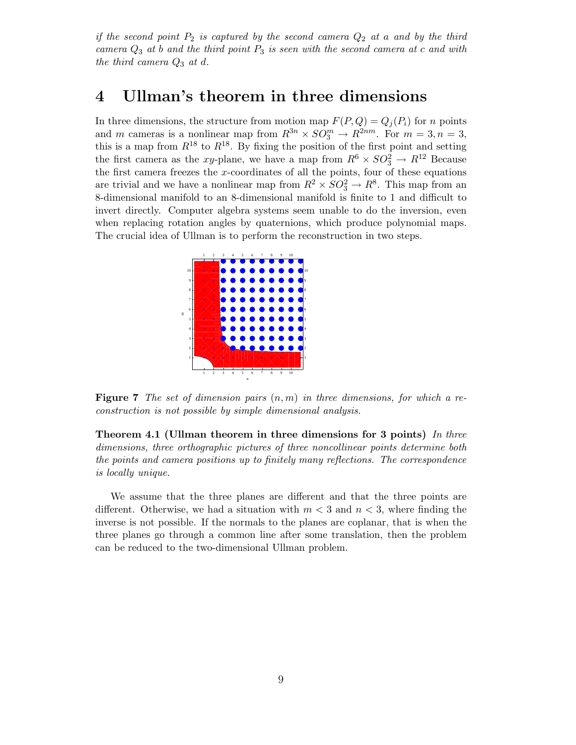*if the second point $P_2$ is captured by the second camera $Q_2$ at a and by the third camera $Q_3$ at b and the third point $P_3$ is seen with the second camera at c and with the third camera $Q_3$ at d.*

## 4 Ullman's theorem in three dimensions

In three dimensions, the structure from motion map $F(P, Q) = Q_j(P_i)$ for $n$ points and $m$ cameras is a nonlinear map from $R^{3n} \times SO_3^m \to R^{2nm}$. For $m = 3, n = 3$, this is a map from $R^{18}$ to $R^{18}$. By fixing the position of the first point and setting the first camera as the $xy$-plane, we have a map from $R^6 \times SO_3^2 \to R^{12}$ Because the first camera freezes the $x$-coordinates of all the points, four of these equations are trivial and we have a nonlinear map from $R^2 \times SO_3^2 \to R^8$. This map from an 8-dimensional manifold to an 8-dimensional manifold is finite to 1 and difficult to invert directly. Computer algebra systems seem unable to do the inversion, even when replacing rotation angles by quaternions, which produce polynomial maps. The crucial idea of Ullman is to perform the reconstruction in two steps.

**Figure 7** *The set of dimension pairs $(n, m)$ in three dimensions, for which a reconstruction is not possible by simple dimensional analysis.*

**Theorem 4.1 (Ullman theorem in three dimensions for 3 points)** *In three dimensions, three orthographic pictures of three noncollinear points determine both the points and camera positions up to finitely many reflections. The correspondence is locally unique.*

We assume that the three planes are different and that the three points are different. Otherwise, we had a situation with $m < 3$ and $n < 3$, where finding the inverse is not possible. If the normals to the planes are coplanar, that is when the three planes go through a common line after some translation, then the problem can be reduced to the two-dimensional Ullman problem.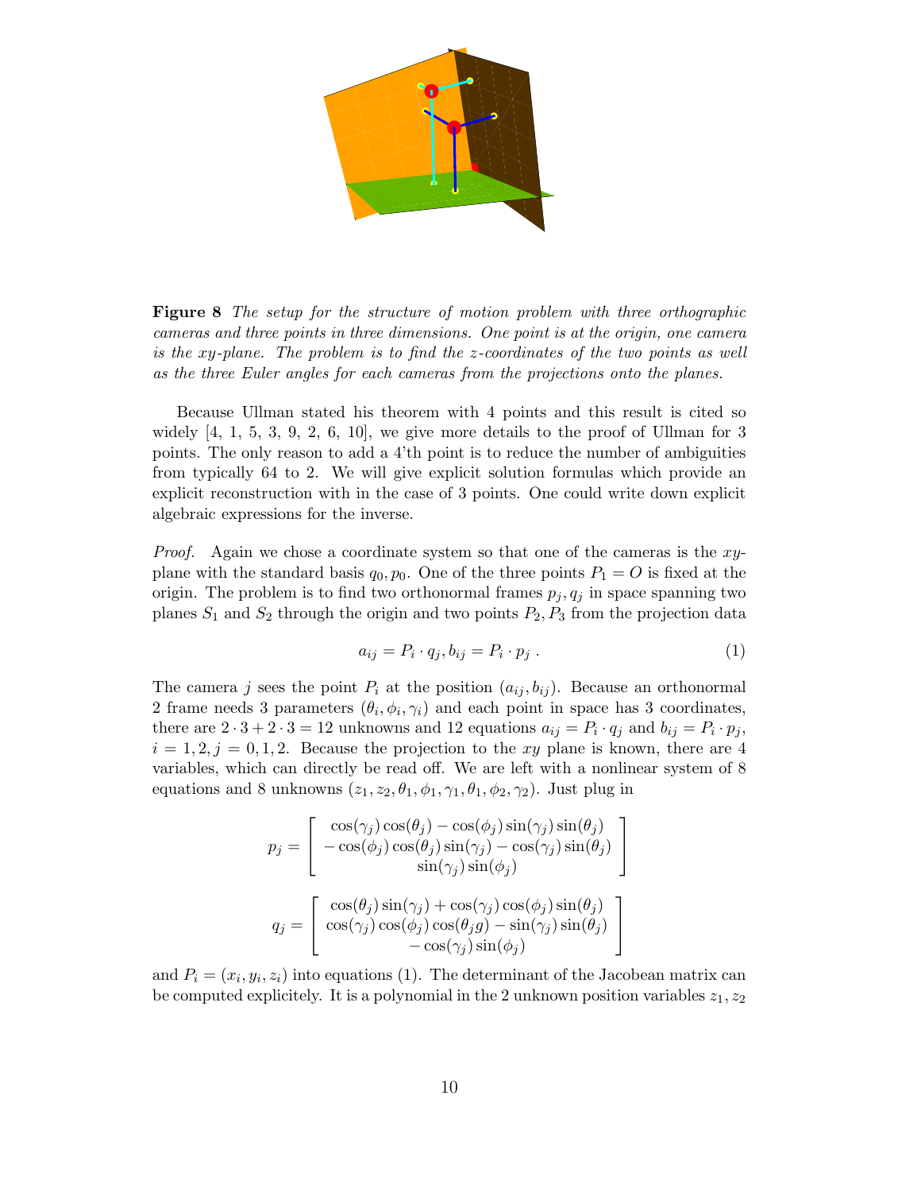**Figure 8** *The setup for the structure of motion problem with three orthographic cameras and three points in three dimensions. One point is at the origin, one camera is the xy-plane. The problem is to find the z-coordinates of the two points as well as the three Euler angles for each cameras from the projections onto the planes.*

Because Ullman stated his theorem with 4 points and this result is cited so widely [4, 1, 5, 3, 9, 2, 6, 10], we give more details to the proof of Ullman for 3 points. The only reason to add a 4'th point is to reduce the number of ambiguities from typically 64 to 2. We will give explicit solution formulas which provide an explicit reconstruction with in the case of 3 points. One could write down explicit algebraic expressions for the inverse.

*Proof.* Again we chose a coordinate system so that one of the cameras is the $xy$-plane with the standard basis $q_0, p_0$. One of the three points $P_1 = O$ is fixed at the origin. The problem is to find two orthonormal frames $p_j, q_j$ in space spanning two planes $S_1$ and $S_2$ through the origin and two points $P_2, P_3$ from the projection data

$$a_{ij} = P_i \cdot q_j, b_{ij} = P_i \cdot p_j \; . \tag{1}$$

The camera $j$ sees the point $P_i$ at the position $(a_{ij}, b_{ij})$. Because an orthonormal 2 frame needs 3 parameters $(\theta_i, \phi_i, \gamma_i)$ and each point in space has 3 coordinates, there are $2 \cdot 3 + 2 \cdot 3 = 12$ unknowns and 12 equations $a_{ij} = P_i \cdot q_j$ and $b_{ij} = P_i \cdot p_j$, $i = 1, 2, j = 0, 1, 2$. Because the projection to the $xy$ plane is known, there are 4 variables, which can directly be read off. We are left with a nonlinear system of 8 equations and 8 unknowns $(z_1, z_2, \theta_1, \phi_1, \gamma_1, \theta_1, \phi_2, \gamma_2)$. Just plug in

$$p_j = \begin{bmatrix} \cos(\gamma_j)\cos(\theta_j) - \cos(\phi_j)\sin(\gamma_j)\sin(\theta_j) \\ -\cos(\phi_j)\cos(\theta_j)\sin(\gamma_j) - \cos(\gamma_j)\sin(\theta_j) \\ \sin(\gamma_j)\sin(\phi_j) \end{bmatrix}$$

$$q_j = \begin{bmatrix} \cos(\theta_j)\sin(\gamma_j) + \cos(\gamma_j)\cos(\phi_j)\sin(\theta_j) \\ \cos(\gamma_j)\cos(\phi_j)\cos(\theta_j g) - \sin(\gamma_j)\sin(\theta_j) \\ -\cos(\gamma_j)\sin(\phi_j) \end{bmatrix}$$

and $P_i = (x_i, y_i, z_i)$ into equations (1). The determinant of the Jacobean matrix can be computed explicitely. It is a polynomial in the 2 unknown position variables $z_1, z_2$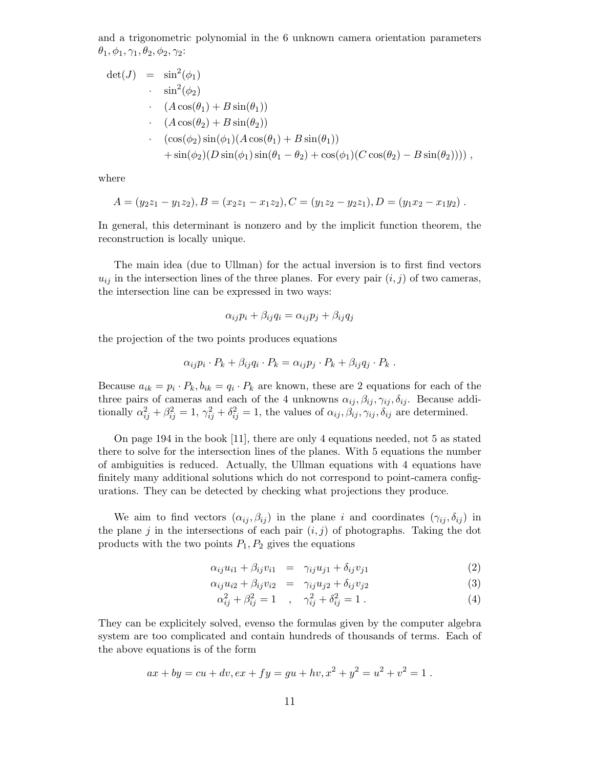and a trigonometric polynomial in the 6 unknown camera orientation parameters $\theta_1, \phi_1, \gamma_1, \theta_2, \phi_2, \gamma_2$:

$$
\begin{aligned}
\det(J) \;=\; & \sin^2(\phi_1) \\
\cdot\; & \sin^2(\phi_2) \\
\cdot\; & (A\cos(\theta_1) + B\sin(\theta_1)) \\
\cdot\; & (A\cos(\theta_2) + B\sin(\theta_2)) \\
\cdot\; & (\cos(\phi_2)\sin(\phi_1)(A\cos(\theta_1) + B\sin(\theta_1)) \\
& + \sin(\phi_2)(D\sin(\phi_1)\sin(\theta_1 - \theta_2) + \cos(\phi_1)(C\cos(\theta_2) - B\sin(\theta_2)))) \;,
\end{aligned}
$$

where

$$A = (y_2 z_1 - y_1 z_2), B = (x_2 z_1 - x_1 z_2), C = (y_1 z_2 - y_2 z_1), D = (y_1 x_2 - x_1 y_2) \;.$$

In general, this determinant is nonzero and by the implicit function theorem, the reconstruction is locally unique.

The main idea (due to Ullman) for the actual inversion is to first find vectors $u_{ij}$ in the intersection lines of the three planes. For every pair $(i,j)$ of two cameras, the intersection line can be expressed in two ways:

$$\alpha_{ij} p_i + \beta_{ij} q_i = \alpha_{ij} p_j + \beta_{ij} q_j$$

the projection of the two points produces equations

$$\alpha_{ij} p_i \cdot P_k + \beta_{ij} q_i \cdot P_k = \alpha_{ij} p_j \cdot P_k + \beta_{ij} q_j \cdot P_k \;.$$

Because $a_{ik} = p_i \cdot P_k, b_{ik} = q_i \cdot P_k$ are known, these are 2 equations for each of the three pairs of cameras and each of the 4 unknowns $\alpha_{ij}, \beta_{ij}, \gamma_{ij}, \delta_{ij}$. Because additionally $\alpha_{ij}^2 + \beta_{ij}^2 = 1$, $\gamma_{ij}^2 + \delta_{ij}^2 = 1$, the values of $\alpha_{ij}, \beta_{ij}, \gamma_{ij}, \delta_{ij}$ are determined.

On page 194 in the book [11], there are only 4 equations needed, not 5 as stated there to solve for the intersection lines of the planes. With 5 equations the number of ambiguities is reduced. Actually, the Ullman equations with 4 equations have finitely many additional solutions which do not correspond to point-camera configurations. They can be detected by checking what projections they produce.

We aim to find vectors $(\alpha_{ij}, \beta_{ij})$ in the plane $i$ and coordinates $(\gamma_{ij}, \delta_{ij})$ in the plane $j$ in the intersections of each pair $(i,j)$ of photographs. Taking the dot products with the two points $P_1, P_2$ gives the equations

$$\alpha_{ij} u_{i1} + \beta_{ij} v_{i1} = \gamma_{ij} u_{j1} + \delta_{ij} v_{j1} \tag{2}$$

$$\alpha_{ij} u_{i2} + \beta_{ij} v_{i2} = \gamma_{ij} u_{j2} + \delta_{ij} v_{j2} \tag{3}$$

$$\alpha_{ij}^2 + \beta_{ij}^2 = 1 \quad , \quad \gamma_{ij}^2 + \delta_{ij}^2 = 1 \;. \tag{4}$$

They can be explicitely solved, evenso the formulas given by the computer algebra system are too complicated and contain hundreds of thousands of terms. Each of the above equations is of the form

$$ax + by = cu + dv, ex + fy = gu + hv, x^2 + y^2 = u^2 + v^2 = 1 \;.$$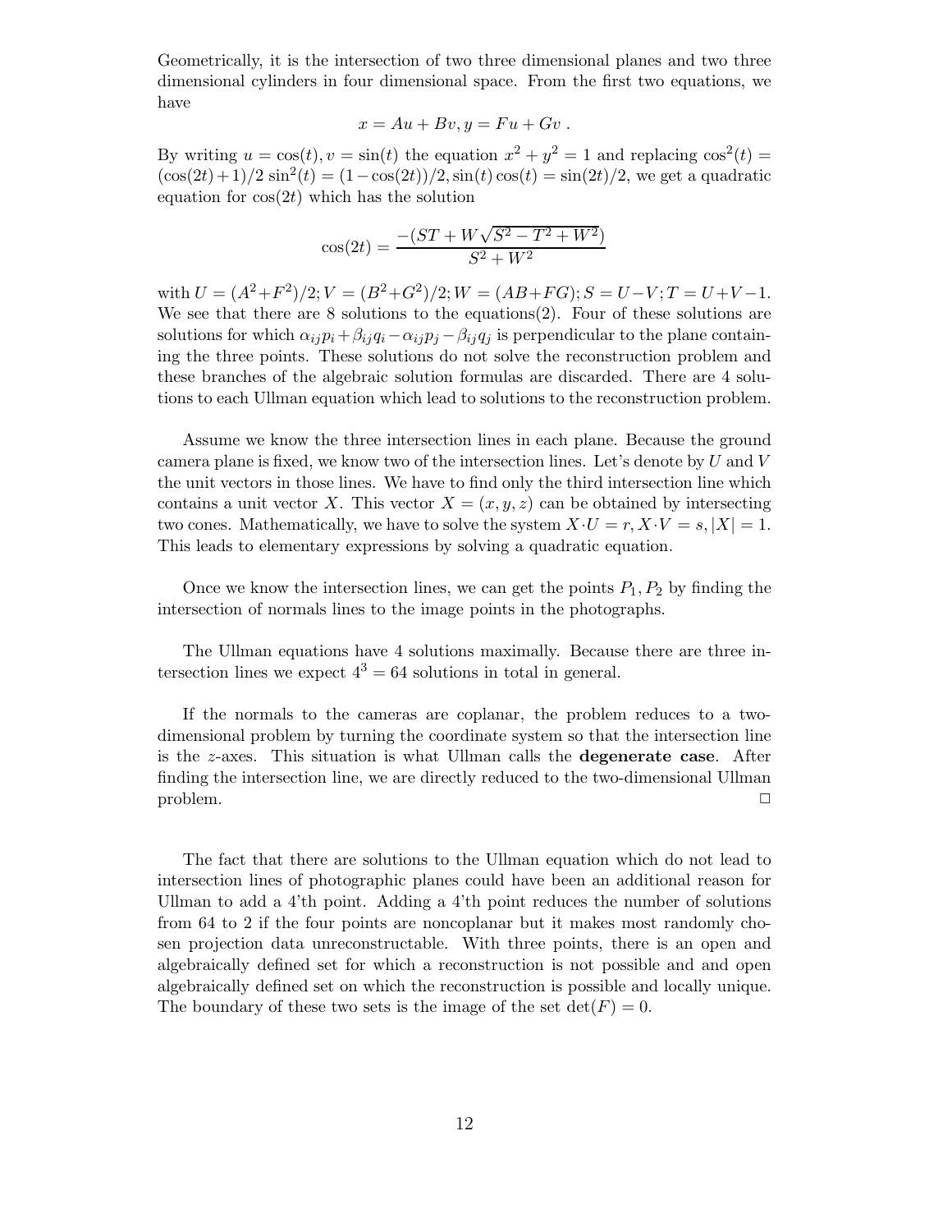Geometrically, it is the intersection of two three dimensional planes and two three dimensional cylinders in four dimensional space. From the first two equations, we have

$$x = Au + Bv, y = Fu + Gv .$$

By writing $u = \cos(t), v = \sin(t)$ the equation $x^2 + y^2 = 1$ and replacing $\cos^2(t) = (\cos(2t)+1)/2$ $\sin^2(t) = (1-\cos(2t))/2, \sin(t)\cos(t) = \sin(2t)/2$, we get a quadratic equation for $\cos(2t)$ which has the solution

$$\cos(2t) = \frac{-(ST + W\sqrt{S^2 - T^2 + W^2})}{S^2 + W^2}$$

with $U = (A^2+F^2)/2; V = (B^2+G^2)/2; W = (AB+FG); S = U-V; T = U+V-1$. We see that there are 8 solutions to the equations(2). Four of these solutions are solutions for which $\alpha_{ij}p_i + \beta_{ij}q_i - \alpha_{ij}p_j - \beta_{ij}q_j$ is perpendicular to the plane containing the three points. These solutions do not solve the reconstruction problem and these branches of the algebraic solution formulas are discarded. There are 4 solutions to each Ullman equation which lead to solutions to the reconstruction problem.

Assume we know the three intersection lines in each plane. Because the ground camera plane is fixed, we know two of the intersection lines. Let's denote by $U$ and $V$ the unit vectors in those lines. We have to find only the third intersection line which contains a unit vector $X$. This vector $X = (x, y, z)$ can be obtained by intersecting two cones. Mathematically, we have to solve the system $X \cdot U = r, X \cdot V = s, |X| = 1$. This leads to elementary expressions by solving a quadratic equation.

Once we know the intersection lines, we can get the points $P_1, P_2$ by finding the intersection of normals lines to the image points in the photographs.

The Ullman equations have 4 solutions maximally. Because there are three intersection lines we expect $4^3 = 64$ solutions in total in general.

If the normals to the cameras are coplanar, the problem reduces to a two-dimensional problem by turning the coordinate system so that the intersection line is the $z$-axes. This situation is what Ullman calls the **degenerate case**. After finding the intersection line, we are directly reduced to the two-dimensional Ullman problem. □

The fact that there are solutions to the Ullman equation which do not lead to intersection lines of photographic planes could have been an additional reason for Ullman to add a 4'th point. Adding a 4'th point reduces the number of solutions from 64 to 2 if the four points are noncoplanar but it makes most randomly chosen projection data unreconstructable. With three points, there is an open and algebraically defined set for which a reconstruction is not possible and and open algebraically defined set on which the reconstruction is possible and locally unique. The boundary of these two sets is the image of the set $\det(F) = 0$.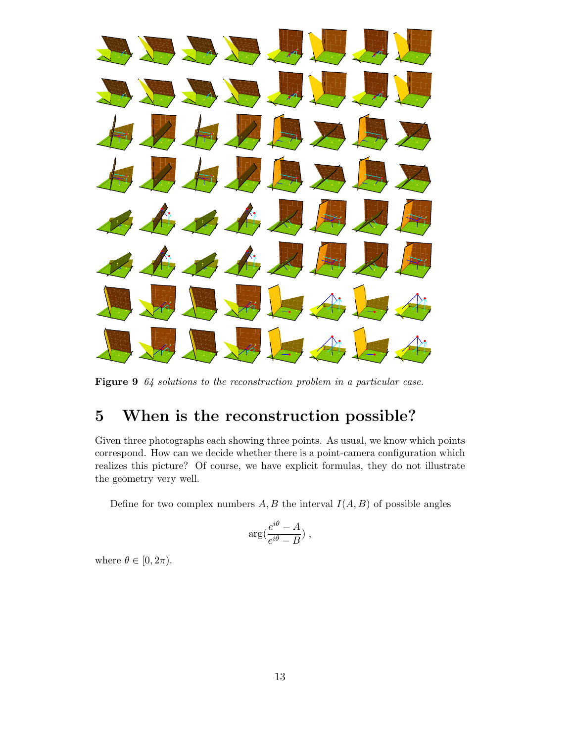**Figure 9** *64 solutions to the reconstruction problem in a particular case.*

# 5 When is the reconstruction possible?

Given three photographs each showing three points. As usual, we know which points correspond. How can we decide whether there is a point-camera configuration which realizes this picture? Of course, we have explicit formulas, they do not illustrate the geometry very well.

Define for two complex numbers $A, B$ the interval $I(A, B)$ of possible angles

$$\arg(\frac{e^{i\theta} - A}{e^{i\theta} - B}) ,$$

where $\theta \in [0, 2\pi)$.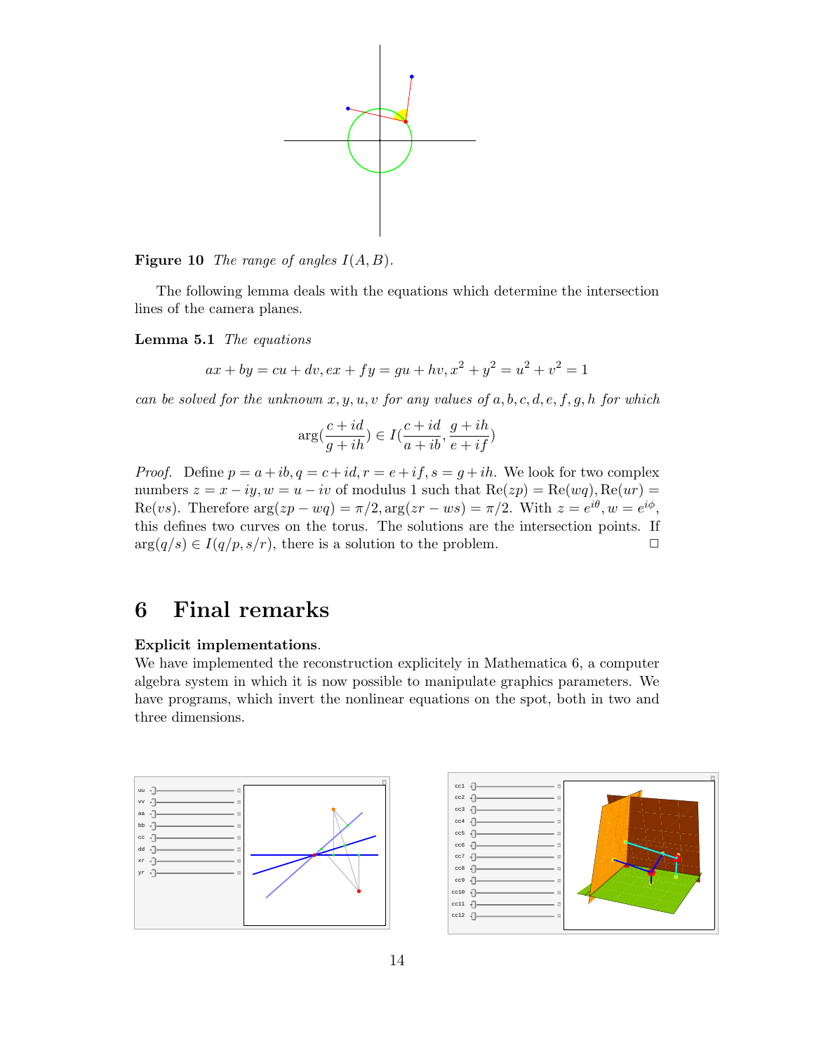**Figure 10** *The range of angles $I(A, B)$.*

The following lemma deals with the equations which determine the intersection lines of the camera planes.

**Lemma 5.1** *The equations*

$$ax + by = cu + dv, ex + fy = gu + hv, x^2 + y^2 = u^2 + v^2 = 1$$

*can be solved for the unknown $x, y, u, v$ for any values of $a, b, c, d, e, f, g, h$ for which*

$$\arg\left(\frac{c + id}{g + ih}\right) \in I\left(\frac{c + id}{a + ib}, \frac{g + ih}{e + if}\right)$$

*Proof.* Define $p = a + ib, q = c + id, r = e + if, s = g + ih$. We look for two complex numbers $z = x - iy, w = u - iv$ of modulus 1 such that $\text{Re}(zp) = \text{Re}(wq), \text{Re}(ur) = \text{Re}(vs)$. Therefore $\arg(zp - wq) = \pi/2, \arg(zr - ws) = \pi/2$. With $z = e^{i\theta}, w = e^{i\phi}$, this defines two curves on the torus. The solutions are the intersection points. If $\arg(q/s) \in I(q/p, s/r)$, there is a solution to the problem. □

# 6 Final remarks

**Explicit implementations**.
We have implemented the reconstruction explicitely in Mathematica 6, a computer algebra system in which it is now possible to manipulate graphics parameters. We have programs, which invert the nonlinear equations on the spot, both in two and three dimensions.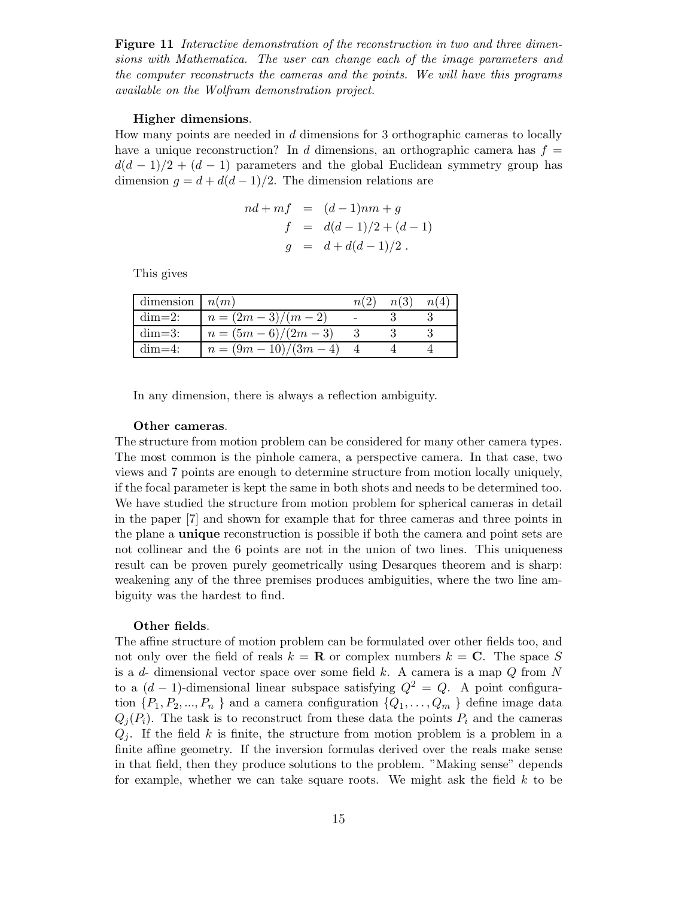**Figure 11** *Interactive demonstration of the reconstruction in two and three dimensions with Mathematica. The user can change each of the image parameters and the computer reconstructs the cameras and the points. We will have this programs available on the Wolfram demonstration project.*

**Higher dimensions**.

How many points are needed in $d$ dimensions for 3 orthographic cameras to locally have a unique reconstruction? In $d$ dimensions, an orthographic camera has $f = d(d-1)/2 + (d-1)$ parameters and the global Euclidean symmetry group has dimension $g = d + d(d-1)/2$. The dimension relations are

$$
\begin{aligned}
nd + mf &= (d-1)nm + g \\
f &= d(d-1)/2 + (d-1) \\
g &= d + d(d-1)/2 \, .
\end{aligned}
$$

This gives

| dimension | $n(m)$ | $n(2)$ | $n(3)$ | $n(4)$ |
|---|---|---|---|---|
| dim=2: | $n = (2m-3)/(m-2)$ | - | 3 | 3 |
| dim=3: | $n = (5m-6)/(2m-3)$ | 3 | 3 | 3 |
| dim=4: | $n = (9m-10)/(3m-4)$ | 4 | 4 | 4 |

In any dimension, there is always a reflection ambiguity.

**Other cameras**.

The structure from motion problem can be considered for many other camera types. The most common is the pinhole camera, a perspective camera. In that case, two views and 7 points are enough to determine structure from motion locally uniquely, if the focal parameter is kept the same in both shots and needs to be determined too. We have studied the structure from motion problem for spherical cameras in detail in the paper [7] and shown for example that for three cameras and three points in the plane a **unique** reconstruction is possible if both the camera and point sets are not collinear and the 6 points are not in the union of two lines. This uniqueness result can be proven purely geometrically using Desarques theorem and is sharp: weakening any of the three premises produces ambiguities, where the two line ambiguity was the hardest to find.

**Other fields**.

The affine structure of motion problem can be formulated over other fields too, and not only over the field of reals $k = \mathbf{R}$ or complex numbers $k = \mathbf{C}$. The space $S$ is a $d$- dimensional vector space over some field $k$. A camera is a map $Q$ from $N$ to a $(d-1)$-dimensional linear subspace satisfying $Q^2 = Q$. A point configuration $\{P_1, P_2, ..., P_n\}$ and a camera configuration $\{Q_1, \dots, Q_m\}$ define image data $Q_j(P_i)$. The task is to reconstruct from these data the points $P_i$ and the cameras $Q_j$. If the field $k$ is finite, the structure from motion problem is a problem in a finite affine geometry. If the inversion formulas derived over the reals make sense in that field, then they produce solutions to the problem. "Making sense" depends for example, whether we can take square roots. We might ask the field $k$ to be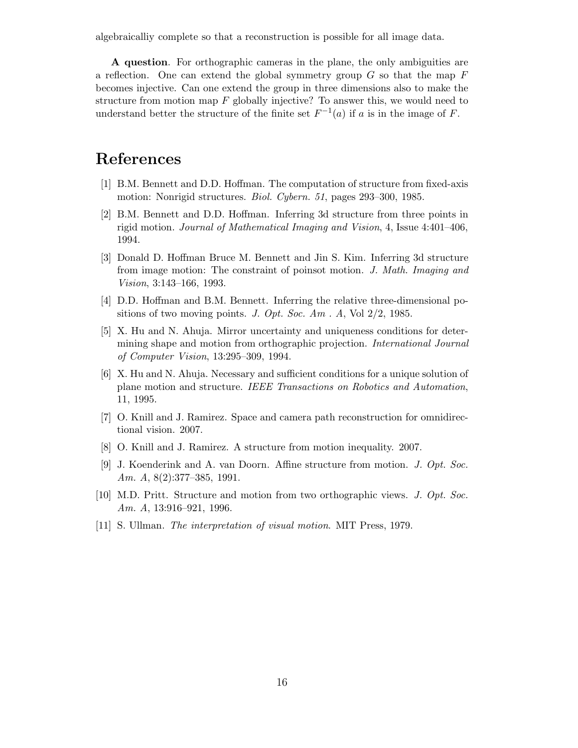algebraicalliy complete so that a reconstruction is possible for all image data.

**A question**. For orthographic cameras in the plane, the only ambiguities are a reflection. One can extend the global symmetry group $G$ so that the map $F$ becomes injective. Can one extend the group in three dimensions also to make the structure from motion map $F$ globally injective? To answer this, we would need to understand better the structure of the finite set $F^{-1}(a)$ if $a$ is in the image of $F$.

# References

[1] B.M. Bennett and D.D. Hoffman. The computation of structure from fixed-axis motion: Nonrigid structures. *Biol. Cybern. 51*, pages 293–300, 1985.

[2] B.M. Bennett and D.D. Hoffman. Inferring 3d structure from three points in rigid motion. *Journal of Mathematical Imaging and Vision*, 4, Issue 4:401–406, 1994.

[3] Donald D. Hoffman Bruce M. Bennett and Jin S. Kim. Inferring 3d structure from image motion: The constraint of poinsot motion. *J. Math. Imaging and Vision*, 3:143–166, 1993.

[4] D.D. Hoffman and B.M. Bennett. Inferring the relative three-dimensional positions of two moving points. *J. Opt. Soc. Am . A*, Vol 2/2, 1985.

[5] X. Hu and N. Ahuja. Mirror uncertainty and uniqueness conditions for determining shape and motion from orthographic projection. *International Journal of Computer Vision*, 13:295–309, 1994.

[6] X. Hu and N. Ahuja. Necessary and sufficient conditions for a unique solution of plane motion and structure. *IEEE Transactions on Robotics and Automation*, 11, 1995.

[7] O. Knill and J. Ramirez. Space and camera path reconstruction for omnidirectional vision. 2007.

[8] O. Knill and J. Ramirez. A structure from motion inequality. 2007.

[9] J. Koenderink and A. van Doorn. Affine structure from motion. *J. Opt. Soc. Am. A*, 8(2):377–385, 1991.

[10] M.D. Pritt. Structure and motion from two orthographic views. *J. Opt. Soc. Am. A*, 13:916–921, 1996.

[11] S. Ullman. *The interpretation of visual motion*. MIT Press, 1979.